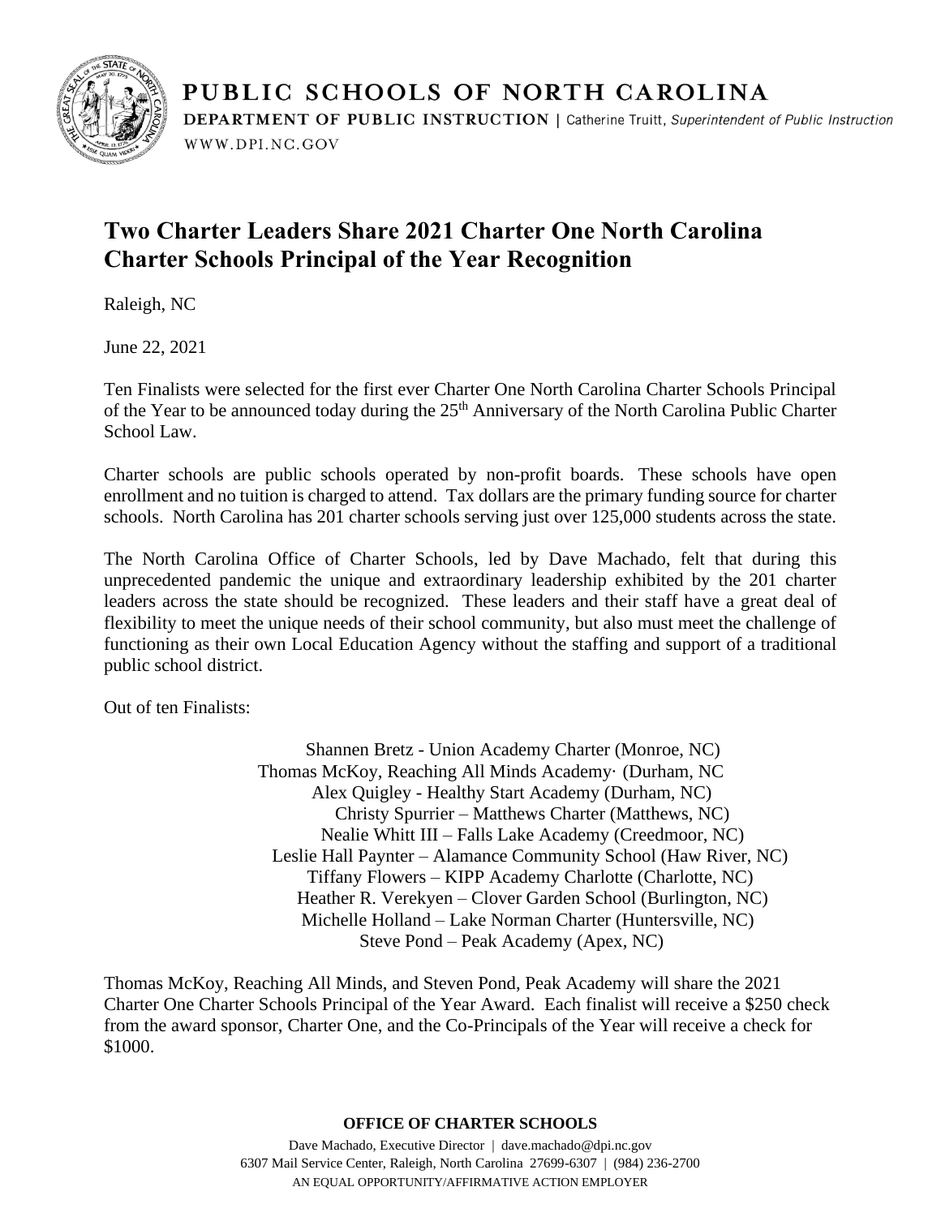PUBLIC SCHOOLS OF NORTH CAROLINA

DEPARTMENT OF PUBLIC INSTRUCTION | Catherine Truitt, *Superintendent of Public Instruction*

WWW.DPI.NC.GOV

# Two Charter Leaders Share 2021 Charter One North Carolina Charter Schools Principal of the Year Recognition

Raleigh, NC

June 22, 2021

Ten Finalists were selected for the first ever Charter One North Carolina Charter Schools Principal of the Year to be announced today during the 25th Anniversary of the North Carolina Public Charter School Law.

Charter schools are public schools operated by non-profit boards. These schools have open enrollment and no tuition is charged to attend. Tax dollars are the primary funding source for charter schools. North Carolina has 201 charter schools serving just over 125,000 students across the state.

The North Carolina Office of Charter Schools, led by Dave Machado, felt that during this unprecedented pandemic the unique and extraordinary leadership exhibited by the 201 charter leaders across the state should be recognized. These leaders and their staff have a great deal of flexibility to meet the unique needs of their school community, but also must meet the challenge of functioning as their own Local Education Agency without the staffing and support of a traditional public school district.

Out of ten Finalists:

Shannen Bretz - Union Academy Charter (Monroe, NC)
Thomas McKoy, Reaching All Minds Academy· (Durham, NC
Alex Quigley - Healthy Start Academy (Durham, NC)
Christy Spurrier – Matthews Charter (Matthews, NC)
Nealie Whitt III – Falls Lake Academy (Creedmoor, NC)
Leslie Hall Paynter – Alamance Community School (Haw River, NC)
Tiffany Flowers – KIPP Academy Charlotte (Charlotte, NC)
Heather R. Verekyen – Clover Garden School (Burlington, NC)
Michelle Holland – Lake Norman Charter (Huntersville, NC)
Steve Pond – Peak Academy (Apex, NC)

Thomas McKoy, Reaching All Minds, and Steven Pond, Peak Academy will share the 2021 Charter One Charter Schools Principal of the Year Award. Each finalist will receive a $250 check from the award sponsor, Charter One, and the Co-Principals of the Year will receive a check for $1000.

**OFFICE OF CHARTER SCHOOLS**

Dave Machado, Executive Director | dave.machado@dpi.nc.gov
6307 Mail Service Center, Raleigh, North Carolina 27699-6307 | (984) 236-2700
AN EQUAL OPPORTUNITY/AFFIRMATIVE ACTION EMPLOYER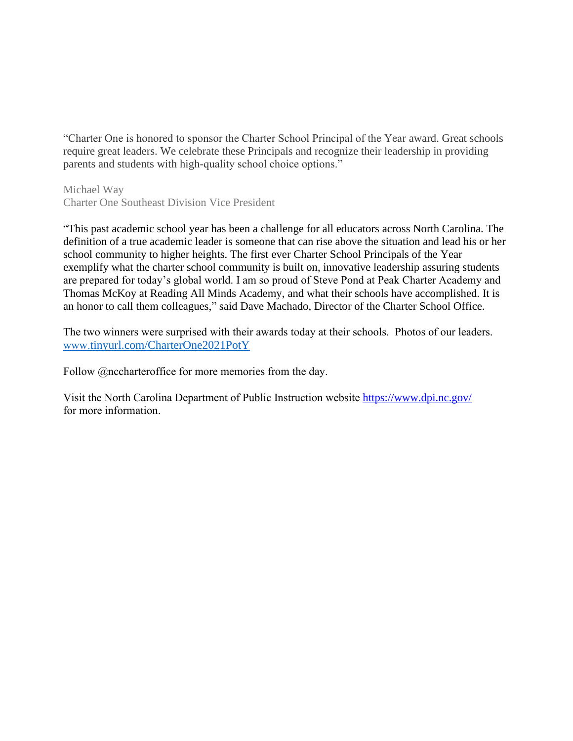"Charter One is honored to sponsor the Charter School Principal of the Year award. Great schools require great leaders. We celebrate these Principals and recognize their leadership in providing parents and students with high-quality school choice options."

Michael Way
Charter One Southeast Division Vice President

"This past academic school year has been a challenge for all educators across North Carolina. The definition of a true academic leader is someone that can rise above the situation and lead his or her school community to higher heights. The first ever Charter School Principals of the Year exemplify what the charter school community is built on, innovative leadership assuring students are prepared for today's global world. I am so proud of Steve Pond at Peak Charter Academy and Thomas McKoy at Reading All Minds Academy, and what their schools have accomplished. It is an honor to call them colleagues," said Dave Machado, Director of the Charter School Office.

The two winners were surprised with their awards today at their schools. Photos of our leaders. [www.tinyurl.com/CharterOne2021PotY](www.tinyurl.com/CharterOne2021PotY)

Follow @nccharteroffice for more memories from the day.

Visit the North Carolina Department of Public Instruction website [https://www.dpi.nc.gov/](https://www.dpi.nc.gov/) for more information.